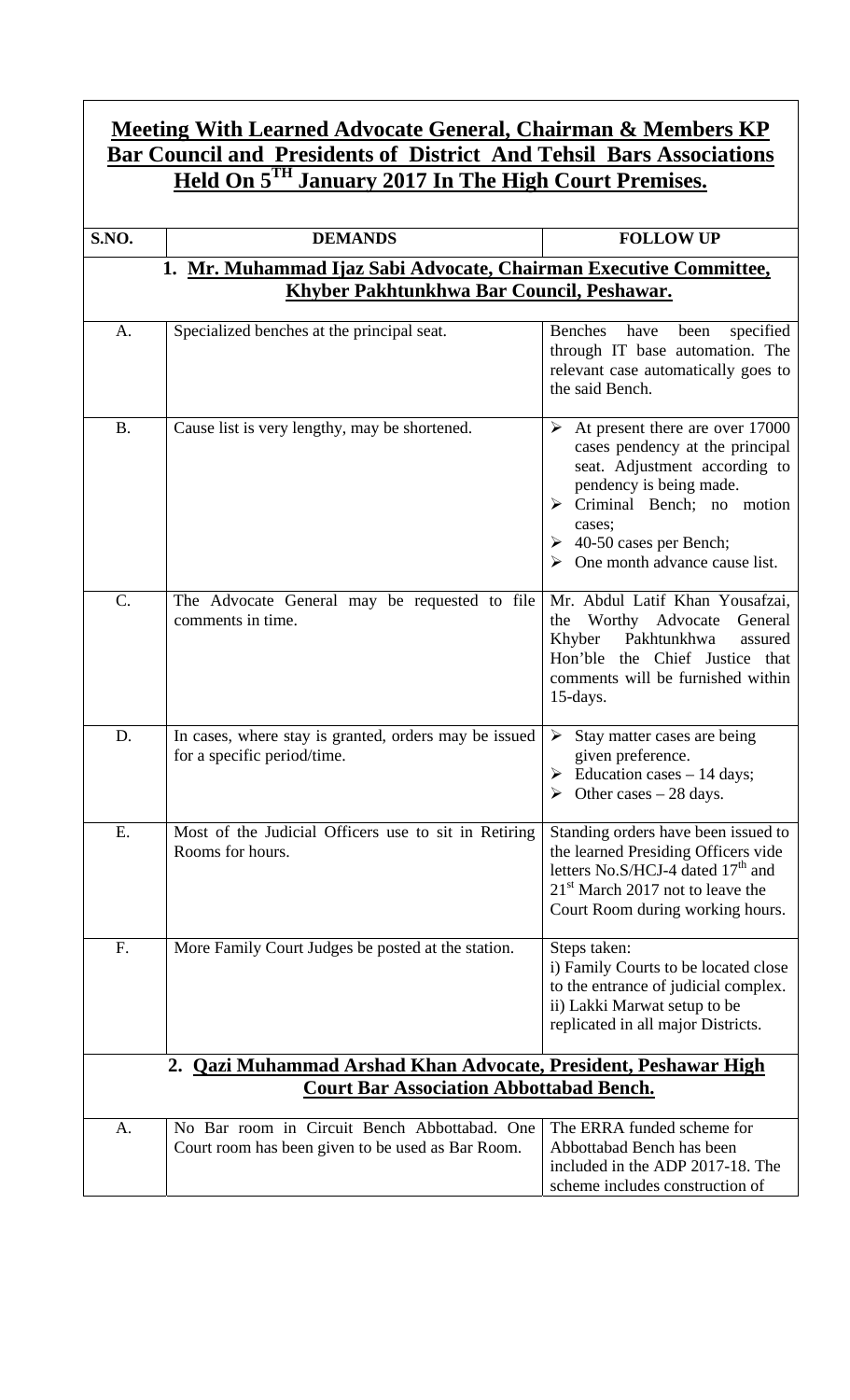# Meeting With Learned Advocate General, Chairman & Members KP Bar Council and Presidents of District And Tehsil Bars Associations Held On 5TH January 2017 In The High Court Premises.

| S.NO. | DEMANDS | FOLLOW UP |
|---|---|---|
| | **1. Mr. Muhammad Ijaz Sabi Advocate, Chairman Executive Committee, Khyber Pakhtunkhwa Bar Council, Peshawar.** | |
| A. | Specialized benches at the principal seat. | Benches have been specified through IT base automation. The relevant case automatically goes to the said Bench. |
| B. | Cause list is very lengthy, may be shortened. | ➢ At present there are over 17000 cases pendency at the principal seat. Adjustment according to pendency is being made.<br>➢ Criminal Bench; no motion cases;<br>➢ 40-50 cases per Bench;<br>➢ One month advance cause list. |
| C. | The Advocate General may be requested to file comments in time. | Mr. Abdul Latif Khan Yousafzai, the Worthy Advocate General Khyber Pakhtunkhwa assured Hon'ble the Chief Justice that comments will be furnished within 15-days. |
| D. | In cases, where stay is granted, orders may be issued for a specific period/time. | ➢ Stay matter cases are being given preference.<br>➢ Education cases – 14 days;<br>➢ Other cases – 28 days. |
| E. | Most of the Judicial Officers use to sit in Retiring Rooms for hours. | Standing orders have been issued to the learned Presiding Officers vide letters No.S/HCJ-4 dated 17th and 21st March 2017 not to leave the Court Room during working hours. |
| F. | More Family Court Judges be posted at the station. | Steps taken:<br>i) Family Courts to be located close to the entrance of judicial complex.<br>ii) Lakki Marwat setup to be replicated in all major Districts. |
| | **2. Qazi Muhammad Arshad Khan Advocate, President, Peshawar High Court Bar Association Abbottabad Bench.** | |
| A. | No Bar room in Circuit Bench Abbottabad. One Court room has been given to be used as Bar Room. | The ERRA funded scheme for Abbottabad Bench has been included in the ADP 2017-18. The scheme includes construction of |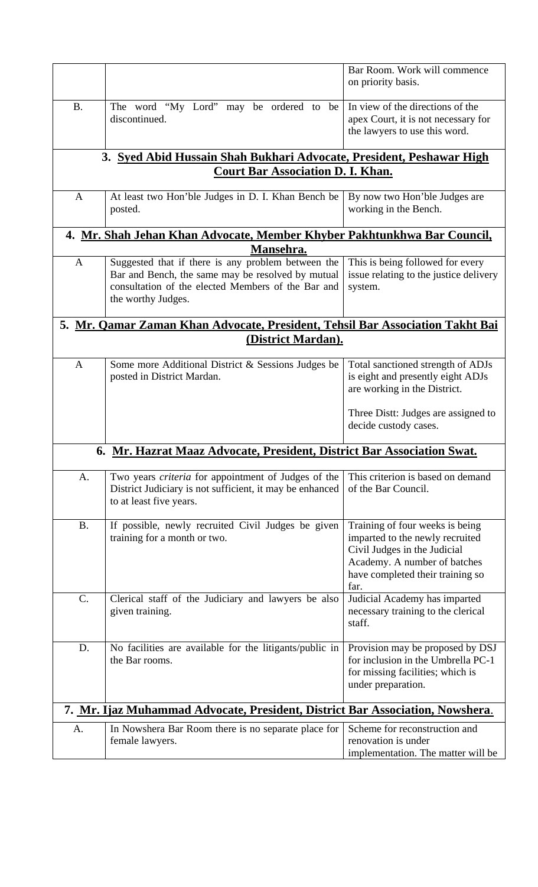| | | |
|---|---|---|
| | | Bar Room. Work will commence on priority basis. |
| B. | The word "My Lord" may be ordered to be discontinued. | In view of the directions of the apex Court, it is not necessary for the lawyers to use this word. |
| **3. Syed Abid Hussain Shah Bukhari Advocate, President, Peshawar High Court Bar Association D. I. Khan.** | | |
| A | At least two Hon'ble Judges in D. I. Khan Bench be posted. | By now two Hon'ble Judges are working in the Bench. |
| **4. Mr. Shah Jehan Khan Advocate, Member Khyber Pakhtunkhwa Bar Council, Mansehra.** | | |
| A | Suggested that if there is any problem between the Bar and Bench, the same may be resolved by mutual consultation of the elected Members of the Bar and the worthy Judges. | This is being followed for every issue relating to the justice delivery system. |
| **5. Mr. Qamar Zaman Khan Advocate, President, Tehsil Bar Association Takht Bai (District Mardan).** | | |
| A | Some more Additional District & Sessions Judges be posted in District Mardan. | Total sanctioned strength of ADJs is eight and presently eight ADJs are working in the District.<br><br>Three Distt: Judges are assigned to decide custody cases. |
| **6. Mr. Hazrat Maaz Advocate, President, District Bar Association Swat.** | | |
| A. | Two years *criteria* for appointment of Judges of the District Judiciary is not sufficient, it may be enhanced to at least five years. | This criterion is based on demand of the Bar Council. |
| B. | If possible, newly recruited Civil Judges be given training for a month or two. | Training of four weeks is being imparted to the newly recruited Civil Judges in the Judicial Academy. A number of batches have completed their training so far. |
| C. | Clerical staff of the Judiciary and lawyers be also given training. | Judicial Academy has imparted necessary training to the clerical staff. |
| D. | No facilities are available for the litigants/public in the Bar rooms. | Provision may be proposed by DSJ for inclusion in the Umbrella PC-1 for missing facilities; which is under preparation. |
| **7. Mr. Ijaz Muhammad Advocate, President, District Bar Association, Nowshera.** | | |
| A. | In Nowshera Bar Room there is no separate place for female lawyers. | Scheme for reconstruction and renovation is under implementation. The matter will be |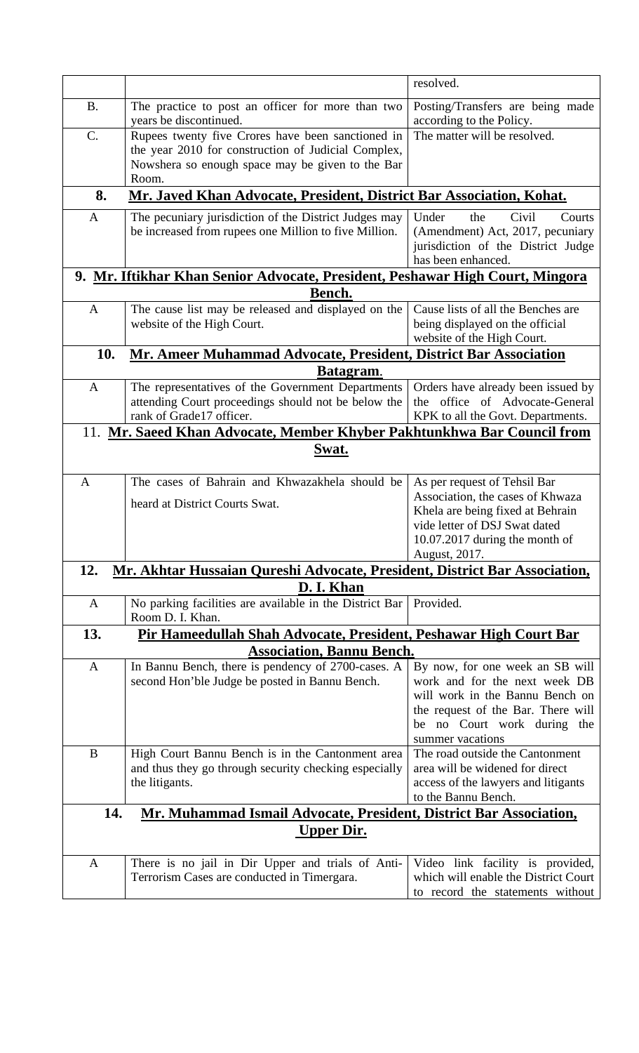| | | |
|---|---|---|
| | | resolved. |
| B. | The practice to post an officer for more than two years be discontinued. | Posting/Transfers are being made according to the Policy. |
| C. | Rupees twenty five Crores have been sanctioned in the year 2010 for construction of Judicial Complex, Nowshera so enough space may be given to the Bar Room. | The matter will be resolved. |
| **8.** | **Mr. Javed Khan Advocate, President, District Bar Association, Kohat.** | |
| A | The pecuniary jurisdiction of the District Judges may be increased from rupees one Million to five Million. | Under the Civil Courts (Amendment) Act, 2017, pecuniary jurisdiction of the District Judge has been enhanced. |
| **9.** | **Mr. Iftikhar Khan Senior Advocate, President, Peshawar High Court, Mingora Bench.** | |
| A | The cause list may be released and displayed on the website of the High Court. | Cause lists of all the Benches are being displayed on the official website of the High Court. |
| **10.** | **Mr. Ameer Muhammad Advocate, President, District Bar Association Batagram.** | |
| A | The representatives of the Government Departments attending Court proceedings should not be below the rank of Grade17 officer. | Orders have already been issued by the office of Advocate-General KPK to all the Govt. Departments. |
| **11.** | **Mr. Saeed Khan Advocate, Member Khyber Pakhtunkhwa Bar Council from Swat.** | |
| A | The cases of Bahrain and Khwazakhela should be heard at District Courts Swat. | As per request of Tehsil Bar Association, the cases of Khwaza Khela are being fixed at Behrain vide letter of DSJ Swat dated 10.07.2017 during the month of August, 2017. |
| **12.** | **Mr. Akhtar Hussaian Qureshi Advocate, President, District Bar Association, D. I. Khan** | |
| A | No parking facilities are available in the District Bar Room D. I. Khan. | Provided. |
| **13.** | **Pir Hameedullah Shah Advocate, President, Peshawar High Court Bar Association, Bannu Bench.** | |
| A | In Bannu Bench, there is pendency of 2700-cases. A second Hon'ble Judge be posted in Bannu Bench. | By now, for one week an SB will work and for the next week DB will work in the Bannu Bench on the request of the Bar. There will be no Court work during the summer vacations |
| B | High Court Bannu Bench is in the Cantonment area and thus they go through security checking especially the litigants. | The road outside the Cantonment area will be widened for direct access of the lawyers and litigants to the Bannu Bench. |
| **14.** | **Mr. Muhammad Ismail Advocate, President, District Bar Association, Upper Dir.** | |
| A | There is no jail in Dir Upper and trials of Anti-Terrorism Cases are conducted in Timergara. | Video link facility is provided, which will enable the District Court to record the statements without |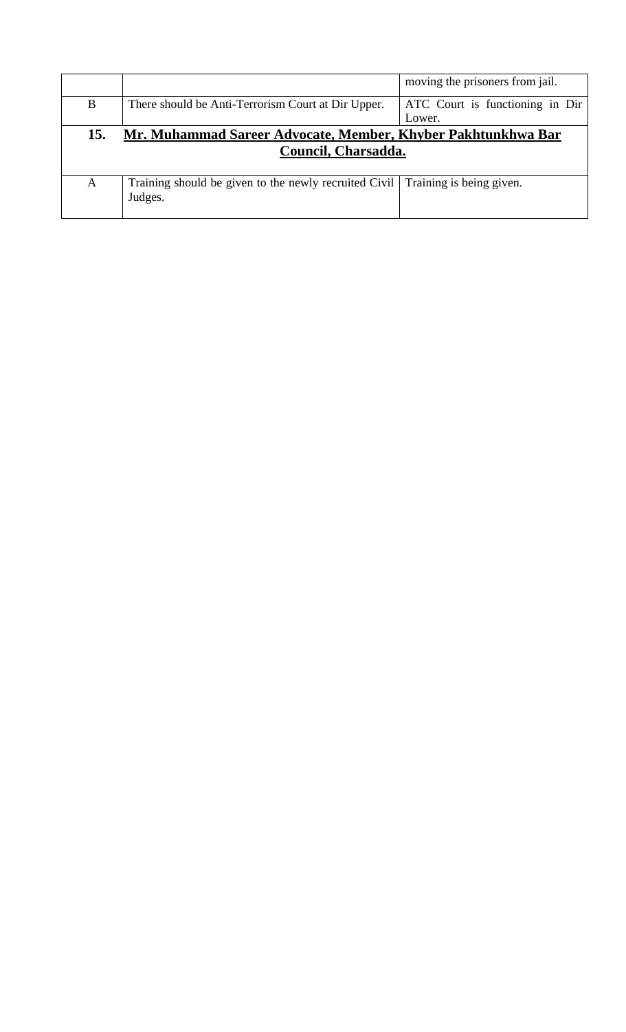| | | |
|---|---|---|
| | | moving the prisoners from jail. |
| B | There should be Anti-Terrorism Court at Dir Upper. | ATC Court is functioning in Dir Lower. |
| **15.** | **<u>Mr. Muhammad Sareer Advocate, Member, Khyber Pakhtunkhwa Bar Council, Charsadda.</u>** | |
| A | Training should be given to the newly recruited Civil Judges. | Training is being given. |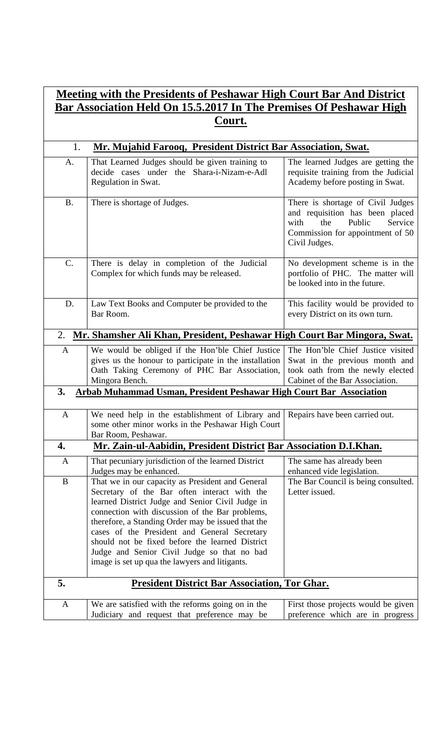## Meeting with the Presidents of Peshawar High Court Bar And District Bar Association Held On 15.5.2017 In The Premises Of Peshawar High Court.

| | | |
|---|---|---|
| **1.** | **Mr. Mujahid Farooq, President District Bar Association, Swat.** | |
| A. | That Learned Judges should be given training to decide cases under the Shara-i-Nizam-e-Adl Regulation in Swat. | The learned Judges are getting the requisite training from the Judicial Academy before posting in Swat. |
| B. | There is shortage of Judges. | There is shortage of Civil Judges and requisition has been placed with the Public Service Commission for appointment of 50 Civil Judges. |
| C. | There is delay in completion of the Judicial Complex for which funds may be released. | No development scheme is in the portfolio of PHC. The matter will be looked into in the future. |
| D. | Law Text Books and Computer be provided to the Bar Room. | This facility would be provided to every District on its own turn. |
| **2.** | **Mr. Shamsher Ali Khan, President, Peshawar High Court Bar Mingora, Swat.** | |
| A | We would be obliged if the Hon'ble Chief Justice gives us the honour to participate in the installation Oath Taking Ceremony of PHC Bar Association, Mingora Bench. | The Hon'ble Chief Justice visited Swat in the previous month and took oath from the newly elected Cabinet of the Bar Association. |
| **3.** | **Arbab Muhammad Usman, President Peshawar High Court Bar Association** | |
| A | We need help in the establishment of Library and some other minor works in the Peshawar High Court Bar Room, Peshawar. | Repairs have been carried out. |
| **4.** | **Mr. Zain-ul-Aabidin, President District Bar Association D.I.Khan.** | |
| A | That pecuniary jurisdiction of the learned District Judges may be enhanced. | The same has already been enhanced vide legislation. |
| B | That we in our capacity as President and General Secretary of the Bar often interact with the learned District Judge and Senior Civil Judge in connection with discussion of the Bar problems, therefore, a Standing Order may be issued that the cases of the President and General Secretary should not be fixed before the learned District Judge and Senior Civil Judge so that no bad image is set up qua the lawyers and litigants. | The Bar Council is being consulted. Letter issued. |
| **5.** | **President District Bar Association, Tor Ghar.** | |
| A | We are satisfied with the reforms going on in the Judiciary and request that preference may be | First those projects would be given preference which are in progress |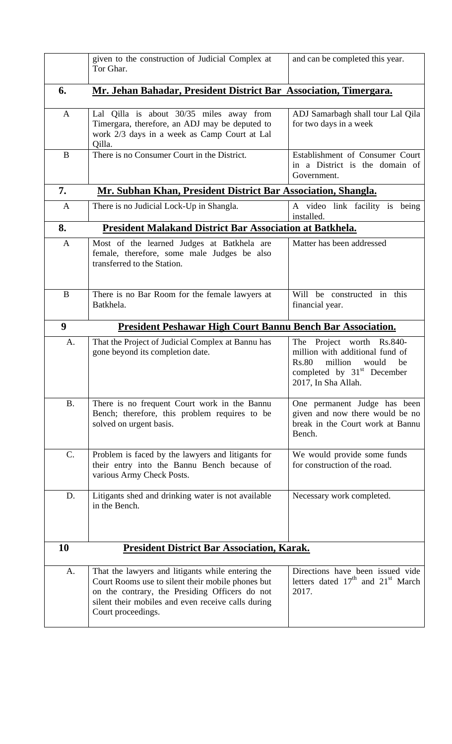| | | |
|---|---|---|
| | given to the construction of Judicial Complex at Tor Ghar. | and can be completed this year. |
| **6.** | **Mr. Jehan Bahadar, President District Bar Association, Timergara.** | |
| A | Lal Qilla is about 30/35 miles away from Timergara, therefore, an ADJ may be deputed to work 2/3 days in a week as Camp Court at Lal Qilla. | ADJ Samarbagh shall tour Lal Qila for two days in a week |
| B | There is no Consumer Court in the District. | Establishment of Consumer Court in a District is the domain of Government. |
| **7.** | **Mr. Subhan Khan, President District Bar Association, Shangla.** | |
| A | There is no Judicial Lock-Up in Shangla. | A video link facility is being installed. |
| **8.** | **President Malakand District Bar Association at Batkhela.** | |
| A | Most of the learned Judges at Batkhela are female, therefore, some male Judges be also transferred to the Station. | Matter has been addressed |
| B | There is no Bar Room for the female lawyers at Batkhela. | Will be constructed in this financial year. |
| **9** | **President Peshawar High Court Bannu Bench Bar Association.** | |
| A. | That the Project of Judicial Complex at Bannu has gone beyond its completion date. | The Project worth Rs.840-million with additional fund of Rs.80 million would be completed by 31st December 2017, In Sha Allah. |
| B. | There is no frequent Court work in the Bannu Bench; therefore, this problem requires to be solved on urgent basis. | One permanent Judge has been given and now there would be no break in the Court work at Bannu Bench. |
| C. | Problem is faced by the lawyers and litigants for their entry into the Bannu Bench because of various Army Check Posts. | We would provide some funds for construction of the road. |
| D. | Litigants shed and drinking water is not available in the Bench. | Necessary work completed. |
| **10** | **President District Bar Association, Karak.** | |
| A. | That the lawyers and litigants while entering the Court Rooms use to silent their mobile phones but on the contrary, the Presiding Officers do not silent their mobiles and even receive calls during Court proceedings. | Directions have been issued vide letters dated 17th and 21st March 2017. |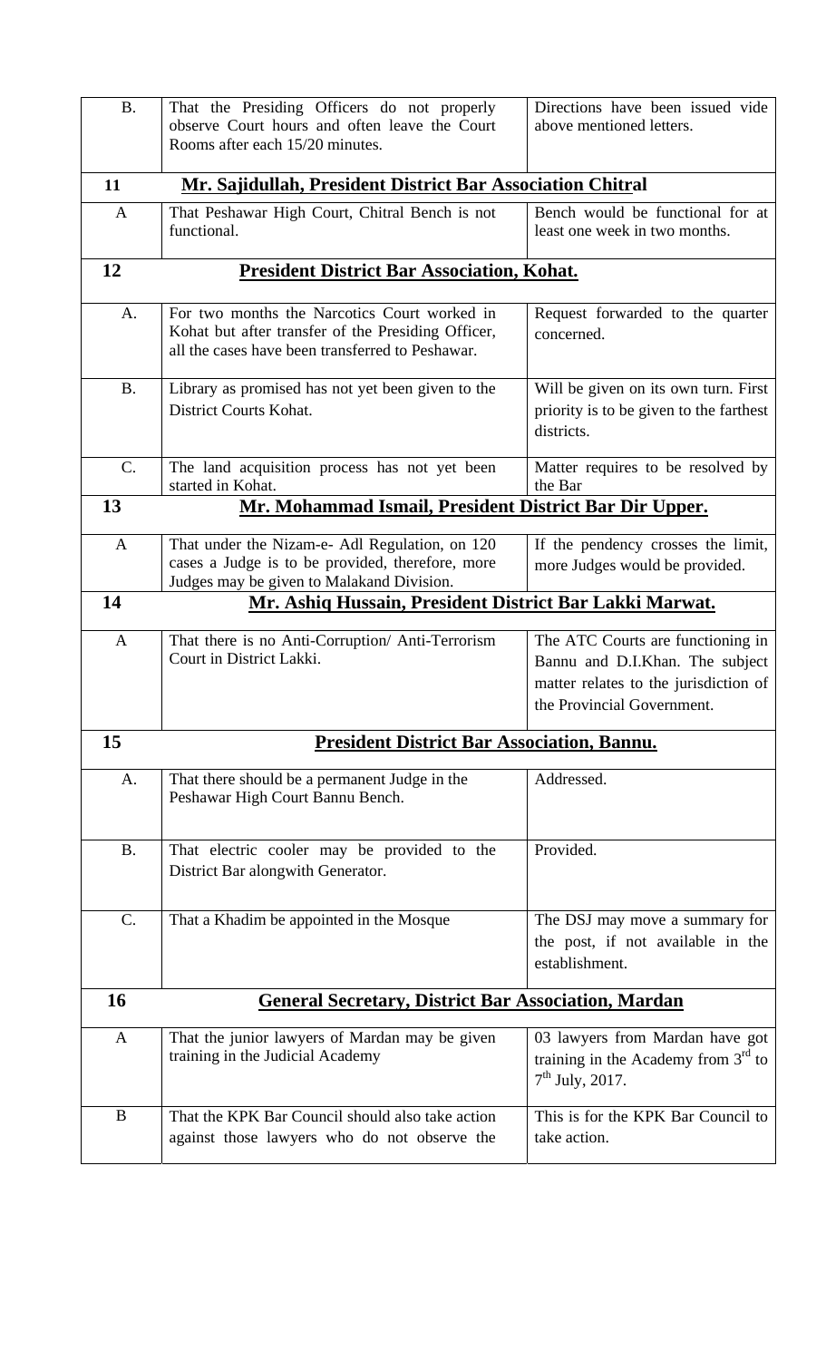| | | |
|---|---|---|
| B. | That the Presiding Officers do not properly observe Court hours and often leave the Court Rooms after each 15/20 minutes. | Directions have been issued vide above mentioned letters. |
| **11** | **Mr. Sajidullah, President District Bar Association Chitral** | |
| A | That Peshawar High Court, Chitral Bench is not functional. | Bench would be functional for at least one week in two months. |
| **12** | **President District Bar Association, Kohat.** | |
| A. | For two months the Narcotics Court worked in Kohat but after transfer of the Presiding Officer, all the cases have been transferred to Peshawar. | Request forwarded to the quarter concerned. |
| B. | Library as promised has not yet been given to the District Courts Kohat. | Will be given on its own turn. First priority is to be given to the farthest districts. |
| C. | The land acquisition process has not yet been started in Kohat. | Matter requires to be resolved by the Bar |
| **13** | **Mr. Mohammad Ismail, President District Bar Dir Upper.** | |
| A | That under the Nizam-e- Adl Regulation, on 120 cases a Judge is to be provided, therefore, more Judges may be given to Malakand Division. | If the pendency crosses the limit, more Judges would be provided. |
| **14** | **Mr. Ashiq Hussain, President District Bar Lakki Marwat.** | |
| A | That there is no Anti-Corruption/ Anti-Terrorism Court in District Lakki. | The ATC Courts are functioning in Bannu and D.I.Khan. The subject matter relates to the jurisdiction of the Provincial Government. |
| **15** | **President District Bar Association, Bannu.** | |
| A. | That there should be a permanent Judge in the Peshawar High Court Bannu Bench. | Addressed. |
| B. | That electric cooler may be provided to the District Bar alongwith Generator. | Provided. |
| C. | That a Khadim be appointed in the Mosque | The DSJ may move a summary for the post, if not available in the establishment. |
| **16** | **General Secretary, District Bar Association, Mardan** | |
| A | That the junior lawyers of Mardan may be given training in the Judicial Academy | 03 lawyers from Mardan have got training in the Academy from 3rd to 7th July, 2017. |
| B | That the KPK Bar Council should also take action against those lawyers who do not observe the | This is for the KPK Bar Council to take action. |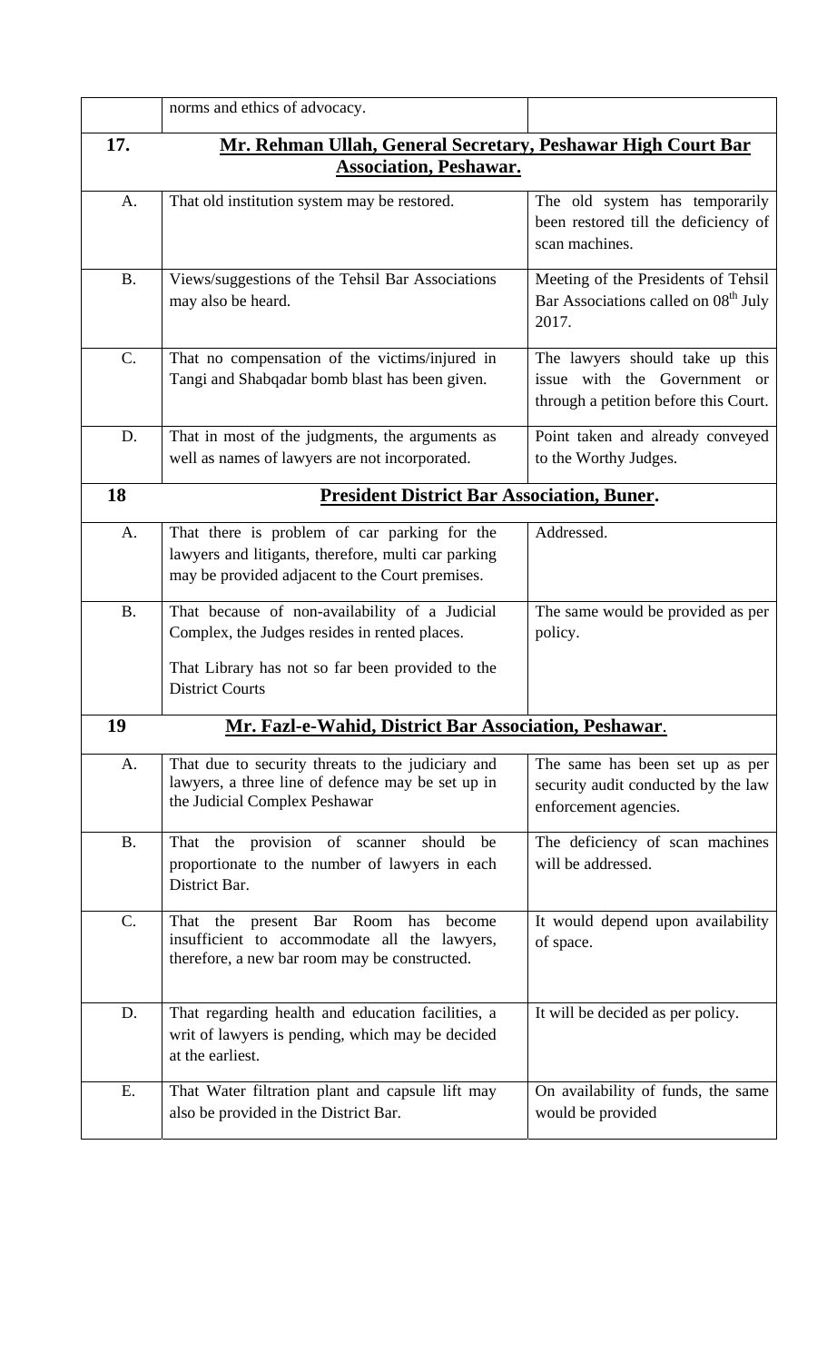| | | |
|---|---|---|
| | norms and ethics of advocacy. | |
| **17.** | **Mr. Rehman Ullah, General Secretary, Peshawar High Court Bar Association, Peshawar.** | |
| A. | That old institution system may be restored. | The old system has temporarily been restored till the deficiency of scan machines. |
| B. | Views/suggestions of the Tehsil Bar Associations may also be heard. | Meeting of the Presidents of Tehsil Bar Associations called on 08th July 2017. |
| C. | That no compensation of the victims/injured in Tangi and Shabqadar bomb blast has been given. | The lawyers should take up this issue with the Government or through a petition before this Court. |
| D. | That in most of the judgments, the arguments as well as names of lawyers are not incorporated. | Point taken and already conveyed to the Worthy Judges. |
| **18** | **President District Bar Association, Buner.** | |
| A. | That there is problem of car parking for the lawyers and litigants, therefore, multi car parking may be provided adjacent to the Court premises. | Addressed. |
| B. | That because of non-availability of a Judicial Complex, the Judges resides in rented places.<br><br>That Library has not so far been provided to the District Courts | The same would be provided as per policy. |
| **19** | **Mr. Fazl-e-Wahid, District Bar Association, Peshawar.** | |
| A. | That due to security threats to the judiciary and lawyers, a three line of defence may be set up in the Judicial Complex Peshawar | The same has been set up as per security audit conducted by the law enforcement agencies. |
| B. | That the provision of scanner should be proportionate to the number of lawyers in each District Bar. | The deficiency of scan machines will be addressed. |
| C. | That the present Bar Room has become insufficient to accommodate all the lawyers, therefore, a new bar room may be constructed. | It would depend upon availability of space. |
| D. | That regarding health and education facilities, a writ of lawyers is pending, which may be decided at the earliest. | It will be decided as per policy. |
| E. | That Water filtration plant and capsule lift may also be provided in the District Bar. | On availability of funds, the same would be provided |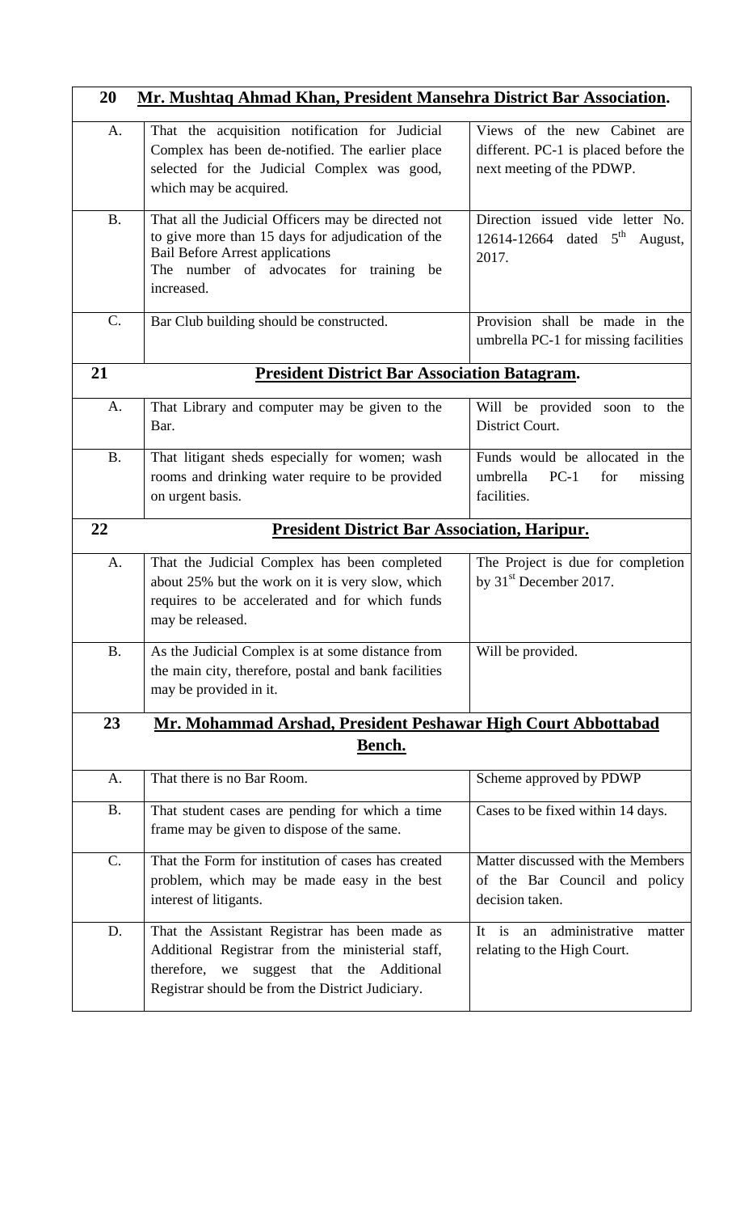| 20 | **Mr. Mushtaq Ahmad Khan, President Mansehra District Bar Association.** | |
|---|---|---|
| A. | That the acquisition notification for Judicial Complex has been de-notified. The earlier place selected for the Judicial Complex was good, which may be acquired. | Views of the new Cabinet are different. PC-1 is placed before the next meeting of the PDWP. |
| B. | That all the Judicial Officers may be directed not to give more than 15 days for adjudication of the Bail Before Arrest applications<br>The number of advocates for training be increased. | Direction issued vide letter No. 12614-12664 dated 5th August, 2017. |
| C. | Bar Club building should be constructed. | Provision shall be made in the umbrella PC-1 for missing facilities |
| **21** | **President District Bar Association Batagram.** | |
| A. | That Library and computer may be given to the Bar. | Will be provided soon to the District Court. |
| B. | That litigant sheds especially for women; wash rooms and drinking water require to be provided on urgent basis. | Funds would be allocated in the umbrella PC-1 for missing facilities. |
| **22** | **President District Bar Association, Haripur.** | |
| A. | That the Judicial Complex has been completed about 25% but the work on it is very slow, which requires to be accelerated and for which funds may be released. | The Project is due for completion by 31st December 2017. |
| B. | As the Judicial Complex is at some distance from the main city, therefore, postal and bank facilities may be provided in it. | Will be provided. |
| **23** | **Mr. Mohammad Arshad, President Peshawar High Court Abbottabad Bench.** | |
| A. | That there is no Bar Room. | Scheme approved by PDWP |
| B. | That student cases are pending for which a time frame may be given to dispose of the same. | Cases to be fixed within 14 days. |
| C. | That the Form for institution of cases has created problem, which may be made easy in the best interest of litigants. | Matter discussed with the Members of the Bar Council and policy decision taken. |
| D. | That the Assistant Registrar has been made as Additional Registrar from the ministerial staff, therefore, we suggest that the Additional Registrar should be from the District Judiciary. | It is an administrative matter relating to the High Court. |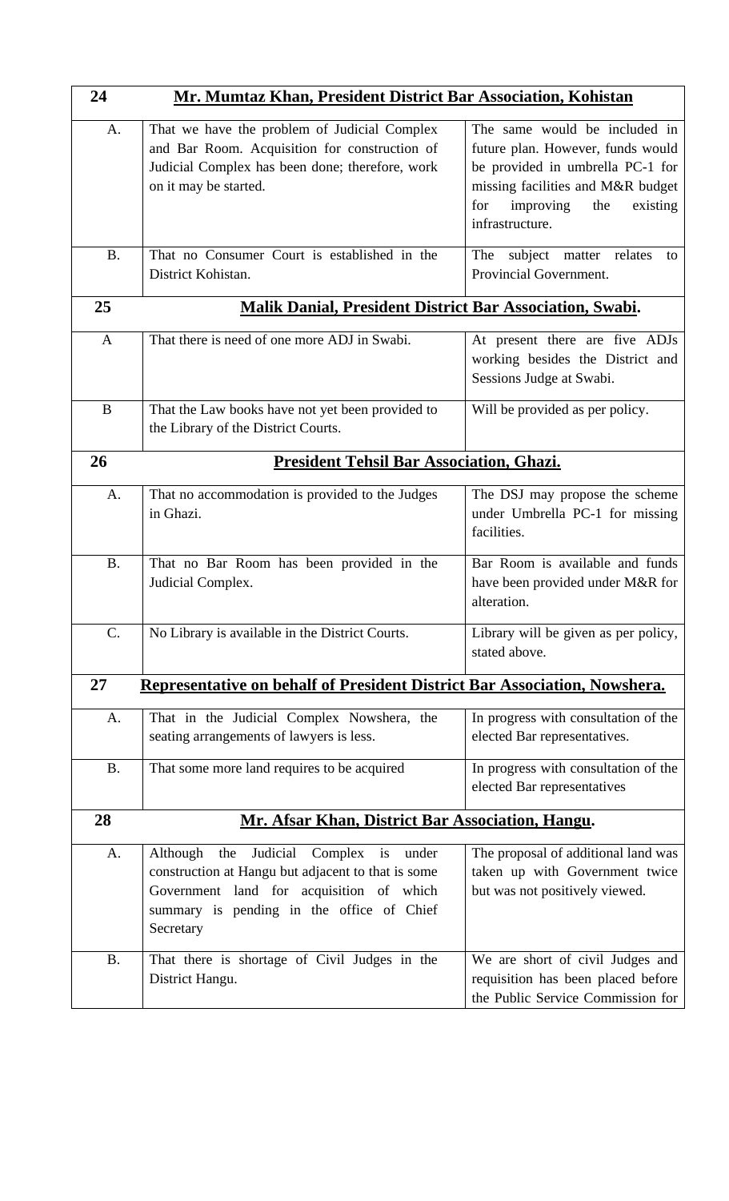| 24 | **Mr. Mumtaz Khan, President District Bar Association, Kohistan** | |
|---|---|---|
| A. | That we have the problem of Judicial Complex and Bar Room. Acquisition for construction of Judicial Complex has been done; therefore, work on it may be started. | The same would be included in future plan. However, funds would be provided in umbrella PC-1 for missing facilities and M&R budget for improving the existing infrastructure. |
| B. | That no Consumer Court is established in the District Kohistan. | The subject matter relates to Provincial Government. |
| **25** | **Malik Danial, President District Bar Association, Swabi.** | |
| A | That there is need of one more ADJ in Swabi. | At present there are five ADJs working besides the District and Sessions Judge at Swabi. |
| B | That the Law books have not yet been provided to the Library of the District Courts. | Will be provided as per policy. |
| **26** | **President Tehsil Bar Association, Ghazi.** | |
| A. | That no accommodation is provided to the Judges in Ghazi. | The DSJ may propose the scheme under Umbrella PC-1 for missing facilities. |
| B. | That no Bar Room has been provided in the Judicial Complex. | Bar Room is available and funds have been provided under M&R for alteration. |
| C. | No Library is available in the District Courts. | Library will be given as per policy, stated above. |
| **27** | **Representative on behalf of President District Bar Association, Nowshera.** | |
| A. | That in the Judicial Complex Nowshera, the seating arrangements of lawyers is less. | In progress with consultation of the elected Bar representatives. |
| B. | That some more land requires to be acquired | In progress with consultation of the elected Bar representatives |
| **28** | **Mr. Afsar Khan, District Bar Association, Hangu.** | |
| A. | Although the Judicial Complex is under construction at Hangu but adjacent to that is some Government land for acquisition of which summary is pending in the office of Chief Secretary | The proposal of additional land was taken up with Government twice but was not positively viewed. |
| B. | That there is shortage of Civil Judges in the District Hangu. | We are short of civil Judges and requisition has been placed before the Public Service Commission for |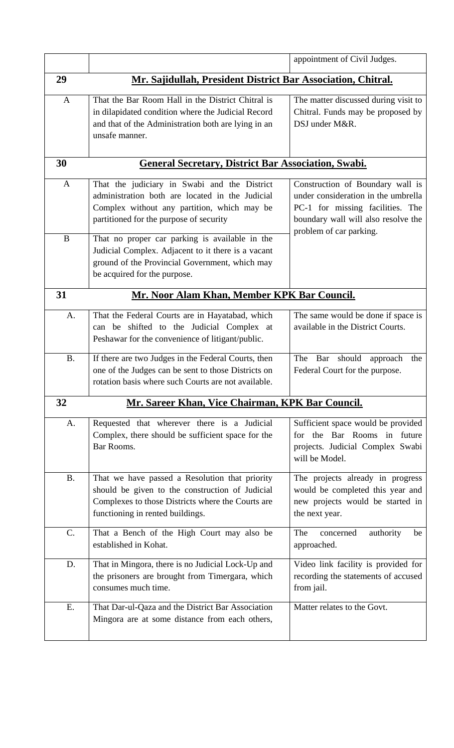| | | |
|---|---|---|
| | | appointment of Civil Judges. |
| **29** | **Mr. Sajidullah, President District Bar Association, Chitral.** | |
| A | That the Bar Room Hall in the District Chitral is in dilapidated condition where the Judicial Record and that of the Administration both are lying in an unsafe manner. | The matter discussed during visit to Chitral. Funds may be proposed by DSJ under M&R. |
| **30** | **General Secretary, District Bar Association, Swabi.** | |
| A | That the judiciary in Swabi and the District administration both are located in the Judicial Complex without any partition, which may be partitioned for the purpose of security | Construction of Boundary wall is under consideration in the umbrella PC-1 for missing facilities. The boundary wall will also resolve the problem of car parking. |
| B | That no proper car parking is available in the Judicial Complex. Adjacent to it there is a vacant ground of the Provincial Government, which may be acquired for the purpose. | |
| **31** | **Mr. Noor Alam Khan, Member KPK Bar Council.** | |
| A. | That the Federal Courts are in Hayatabad, which can be shifted to the Judicial Complex at Peshawar for the convenience of litigant/public. | The same would be done if space is available in the District Courts. |
| B. | If there are two Judges in the Federal Courts, then one of the Judges can be sent to those Districts on rotation basis where such Courts are not available. | The Bar should approach the Federal Court for the purpose. |
| **32** | **Mr. Sareer Khan, Vice Chairman, KPK Bar Council.** | |
| A. | Requested that wherever there is a Judicial Complex, there should be sufficient space for the Bar Rooms. | Sufficient space would be provided for the Bar Rooms in future projects. Judicial Complex Swabi will be Model. |
| B. | That we have passed a Resolution that priority should be given to the construction of Judicial Complexes to those Districts where the Courts are functioning in rented buildings. | The projects already in progress would be completed this year and new projects would be started in the next year. |
| C. | That a Bench of the High Court may also be established in Kohat. | The concerned authority be approached. |
| D. | That in Mingora, there is no Judicial Lock-Up and the prisoners are brought from Timergara, which consumes much time. | Video link facility is provided for recording the statements of accused from jail. |
| E. | That Dar-ul-Qaza and the District Bar Association Mingora are at some distance from each others, | Matter relates to the Govt. |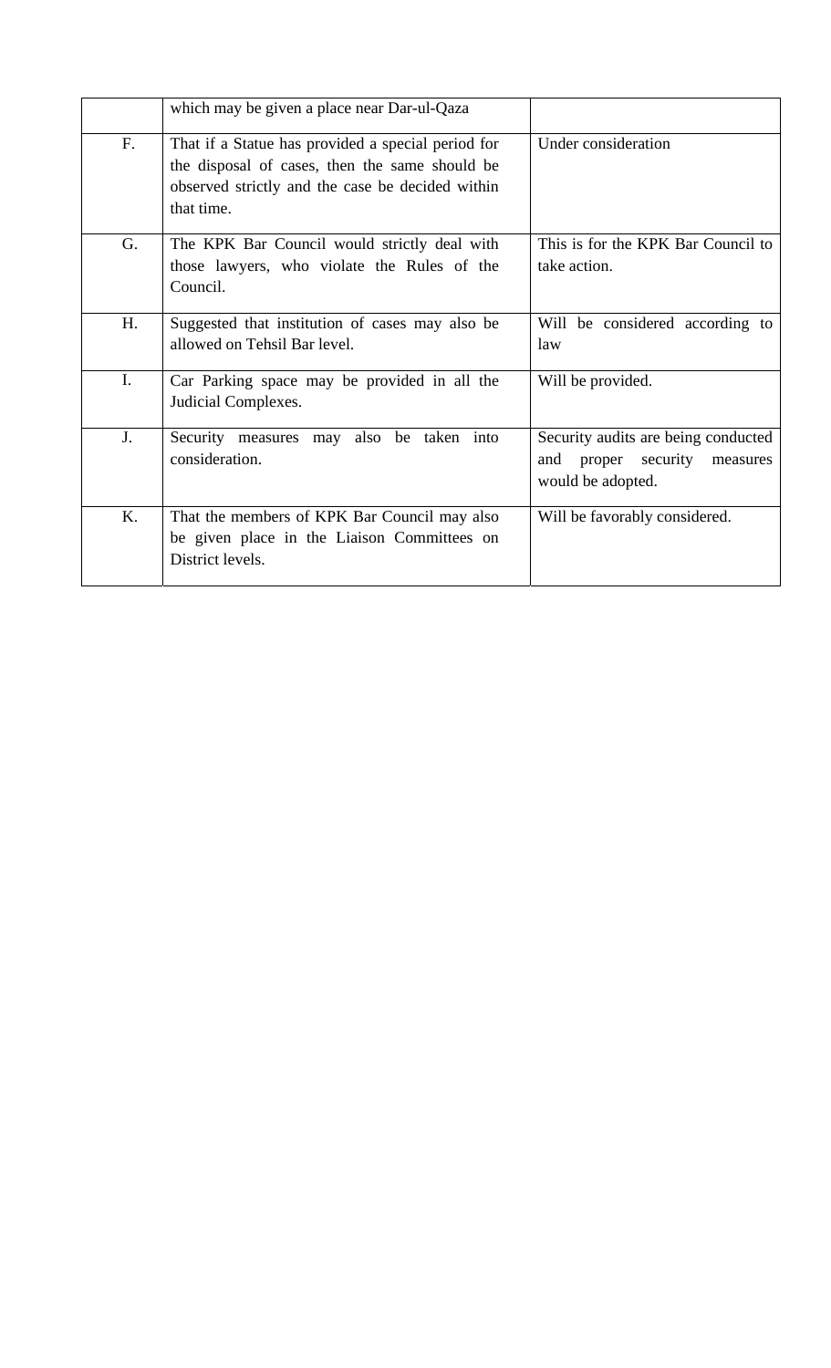| | | |
|---|---|---|
| | which may be given a place near Dar-ul-Qaza | |
| F. | That if a Statue has provided a special period for the disposal of cases, then the same should be observed strictly and the case be decided within that time. | Under consideration |
| G. | The KPK Bar Council would strictly deal with those lawyers, who violate the Rules of the Council. | This is for the KPK Bar Council to take action. |
| H. | Suggested that institution of cases may also be allowed on Tehsil Bar level. | Will be considered according to law |
| I. | Car Parking space may be provided in all the Judicial Complexes. | Will be provided. |
| J. | Security measures may also be taken into consideration. | Security audits are being conducted and proper security measures would be adopted. |
| K. | That the members of KPK Bar Council may also be given place in the Liaison Committees on District levels. | Will be favorably considered. |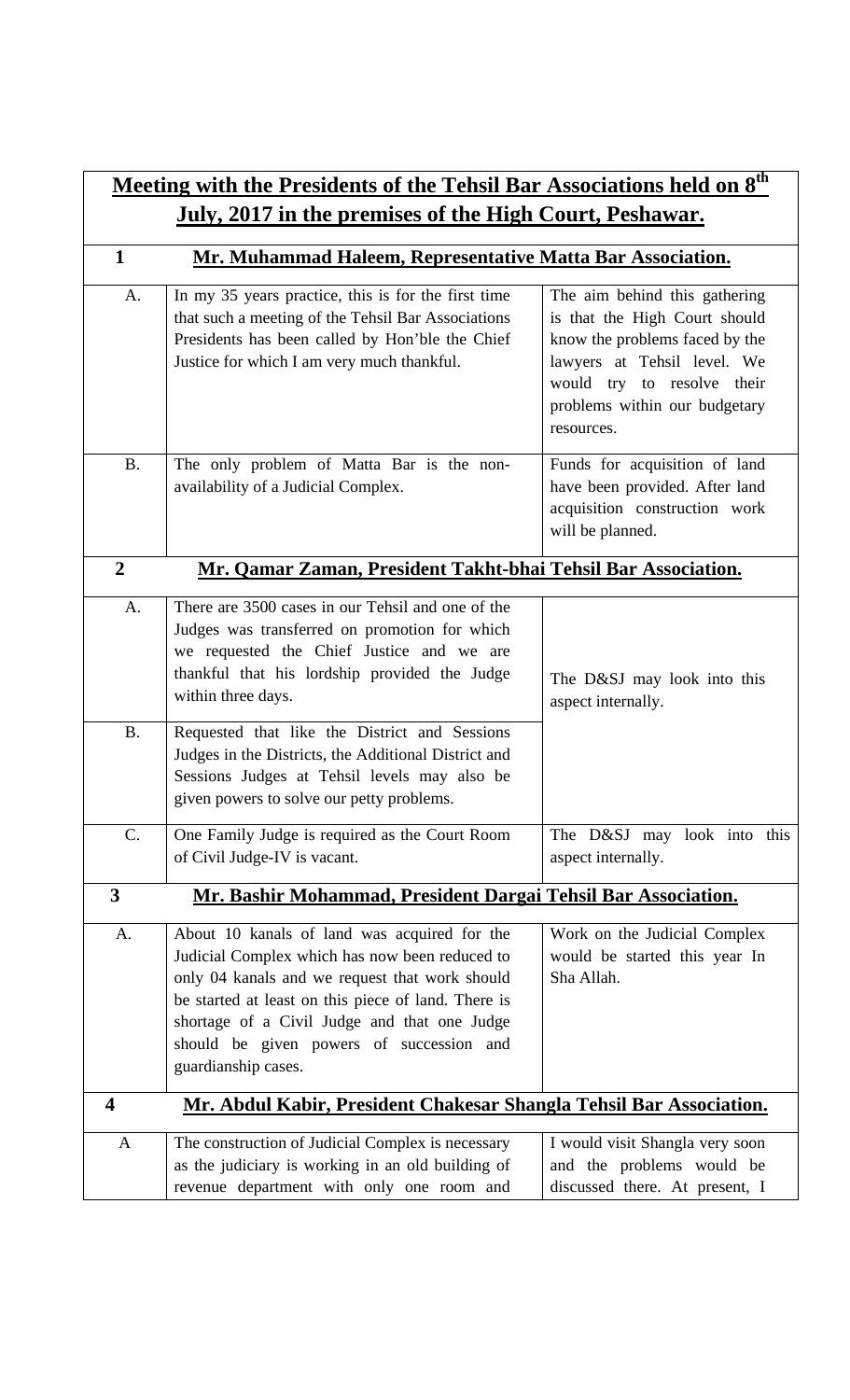## Meeting with the Presidents of the Tehsil Bar Associations held on 8th July, 2017 in the premises of the High Court, Peshawar.

| | | |
|---|---|---|
| **1** | **Mr. Muhammad Haleem, Representative Matta Bar Association.** | |
| A. | In my 35 years practice, this is for the first time that such a meeting of the Tehsil Bar Associations Presidents has been called by Hon'ble the Chief Justice for which I am very much thankful. | The aim behind this gathering is that the High Court should know the problems faced by the lawyers at Tehsil level. We would try to resolve their problems within our budgetary resources. |
| B. | The only problem of Matta Bar is the non-availability of a Judicial Complex. | Funds for acquisition of land have been provided. After land acquisition construction work will be planned. |
| **2** | **Mr. Qamar Zaman, President Takht-bhai Tehsil Bar Association.** | |
| A. | There are 3500 cases in our Tehsil and one of the Judges was transferred on promotion for which we requested the Chief Justice and we are thankful that his lordship provided the Judge within three days. | The D&SJ may look into this aspect internally. |
| B. | Requested that like the District and Sessions Judges in the Districts, the Additional District and Sessions Judges at Tehsil levels may also be given powers to solve our petty problems. | |
| C. | One Family Judge is required as the Court Room of Civil Judge-IV is vacant. | The D&SJ may look into this aspect internally. |
| **3** | **Mr. Bashir Mohammad, President Dargai Tehsil Bar Association.** | |
| A. | About 10 kanals of land was acquired for the Judicial Complex which has now been reduced to only 04 kanals and we request that work should be started at least on this piece of land. There is shortage of a Civil Judge and that one Judge should be given powers of succession and guardianship cases. | Work on the Judicial Complex would be started this year In Sha Allah. |
| **4** | **Mr. Abdul Kabir, President Chakesar Shangla Tehsil Bar Association.** | |
| A | The construction of Judicial Complex is necessary as the judiciary is working in an old building of revenue department with only one room and | I would visit Shangla very soon and the problems would be discussed there. At present, I |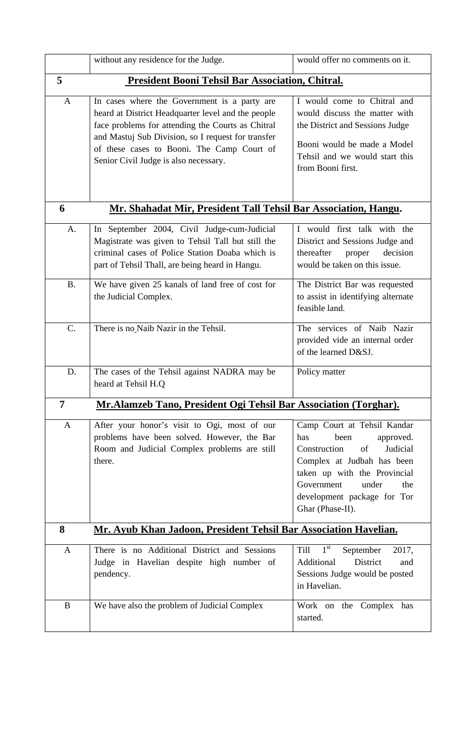|   | without any residence for the Judge. | would offer no comments on it. |
|---|---|---|
| **5** | **President Booni Tehsil Bar Association, Chitral.** | |
| A | In cases where the Government is a party are heard at District Headquarter level and the people face problems for attending the Courts as Chitral and Mastuj Sub Division, so I request for transfer of these cases to Booni. The Camp Court of Senior Civil Judge is also necessary. | I would come to Chitral and would discuss the matter with the District and Sessions Judge Booni would be made a Model Tehsil and we would start this from Booni first. |
| **6** | **Mr. Shahadat Mir, President Tall Tehsil Bar Association, Hangu.** | |
| A. | In September 2004, Civil Judge-cum-Judicial Magistrate was given to Tehsil Tall but still the criminal cases of Police Station Doaba which is part of Tehsil Thall, are being heard in Hangu. | I would first talk with the District and Sessions Judge and thereafter proper decision would be taken on this issue. |
| B. | We have given 25 kanals of land free of cost for the Judicial Complex. | The District Bar was requested to assist in identifying alternate feasible land. |
| C. | There is no Naib Nazir in the Tehsil. | The services of Naib Nazir provided vide an internal order of the learned D&SJ. |
| D. | The cases of the Tehsil against NADRA may be heard at Tehsil H.Q | Policy matter |
| **7** | **Mr.Alamzeb Tano, President Ogi Tehsil Bar Association (Torghar).** | |
| A | After your honor's visit to Ogi, most of our problems have been solved. However, the Bar Room and Judicial Complex problems are still there. | Camp Court at Tehsil Kandar has been approved. Construction of Judicial Complex at Judbah has been taken up with the Provincial Government under the development package for Tor Ghar (Phase-II). |
| **8** | **Mr. Ayub Khan Jadoon, President Tehsil Bar Association Havelian.** | |
| A | There is no Additional District and Sessions Judge in Havelian despite high number of pendency. | Till 1st September 2017, Additional District and Sessions Judge would be posted in Havelian. |
| B | We have also the problem of Judicial Complex | Work on the Complex has started. |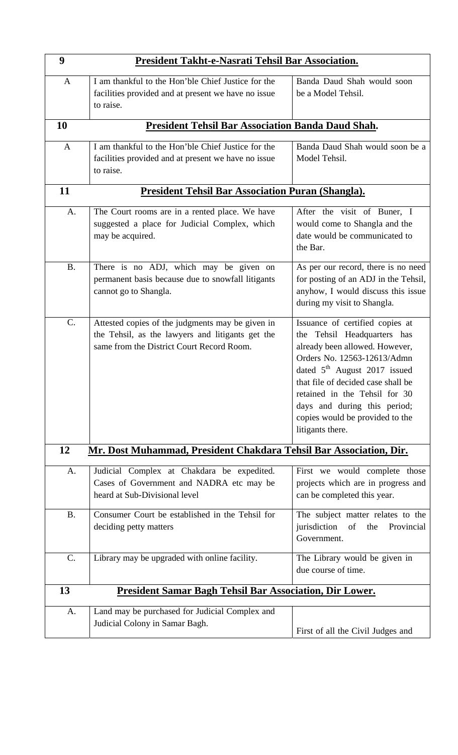| | | |
|---|---|---|
| **9** | **President Takht-e-Nasrati Tehsil Bar Association.** | |
| A | I am thankful to the Hon'ble Chief Justice for the facilities provided and at present we have no issue to raise. | Banda Daud Shah would soon be a Model Tehsil. |
| **10** | **President Tehsil Bar Association Banda Daud Shah.** | |
| A | I am thankful to the Hon'ble Chief Justice for the facilities provided and at present we have no issue to raise. | Banda Daud Shah would soon be a Model Tehsil. |
| **11** | **President Tehsil Bar Association Puran (Shangla).** | |
| A. | The Court rooms are in a rented place. We have suggested a place for Judicial Complex, which may be acquired. | After the visit of Buner, I would come to Shangla and the date would be communicated to the Bar. |
| B. | There is no ADJ, which may be given on permanent basis because due to snowfall litigants cannot go to Shangla. | As per our record, there is no need for posting of an ADJ in the Tehsil, anyhow, I would discuss this issue during my visit to Shangla. |
| C. | Attested copies of the judgments may be given in the Tehsil, as the lawyers and litigants get the same from the District Court Record Room. | Issuance of certified copies at the Tehsil Headquarters has already been allowed. However, Orders No. 12563-12613/Admn dated 5th August 2017 issued that file of decided case shall be retained in the Tehsil for 30 days and during this period; copies would be provided to the litigants there. |
| **12** | **Mr. Dost Muhammad, President Chakdara Tehsil Bar Association, Dir.** | |
| A. | Judicial Complex at Chakdara be expedited. Cases of Government and NADRA etc may be heard at Sub-Divisional level | First we would complete those projects which are in progress and can be completed this year. |
| B. | Consumer Court be established in the Tehsil for deciding petty matters | The subject matter relates to the jurisdiction of the Provincial Government. |
| C. | Library may be upgraded with online facility. | The Library would be given in due course of time. |
| **13** | **President Samar Bagh Tehsil Bar Association, Dir Lower.** | |
| A. | Land may be purchased for Judicial Complex and Judicial Colony in Samar Bagh. | First of all the Civil Judges and |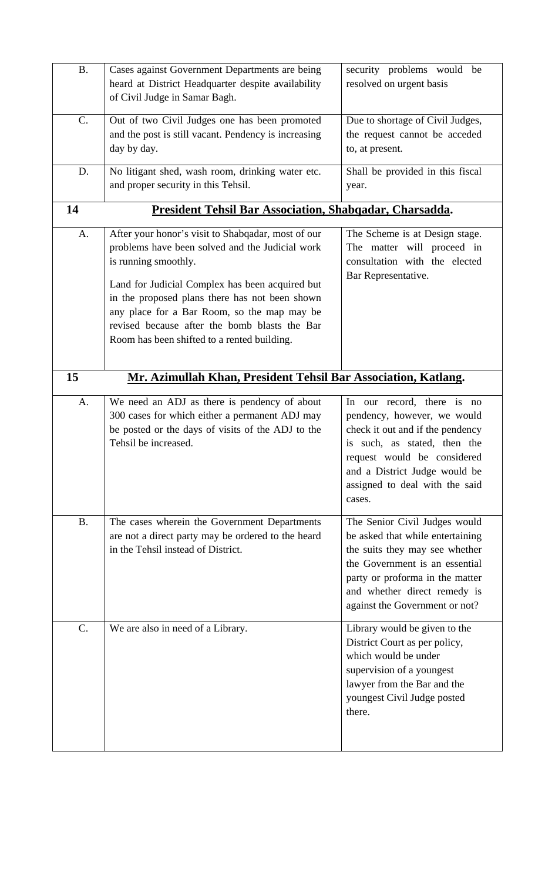| | | |
|---|---|---|
| B. | Cases against Government Departments are being heard at District Headquarter despite availability of Civil Judge in Samar Bagh. | security problems would be resolved on urgent basis |
| C. | Out of two Civil Judges one has been promoted and the post is still vacant. Pendency is increasing day by day. | Due to shortage of Civil Judges, the request cannot be acceded to, at present. |
| D. | No litigant shed, wash room, drinking water etc. and proper security in this Tehsil. | Shall be provided in this fiscal year. |
| **14** | **<u>President Tehsil Bar Association, Shabqadar, Charsadda.</u>** | |
| A. | After your honor's visit to Shabqadar, most of our problems have been solved and the Judicial work is running smoothly.<br><br>Land for Judicial Complex has been acquired but in the proposed plans there has not been shown any place for a Bar Room, so the map may be revised because after the bomb blasts the Bar Room has been shifted to a rented building. | The Scheme is at Design stage. The matter will proceed in consultation with the elected Bar Representative. |
| **15** | **<u>Mr. Azimullah Khan, President Tehsil Bar Association, Katlang.</u>** | |
| A. | We need an ADJ as there is pendency of about 300 cases for which either a permanent ADJ may be posted or the days of visits of the ADJ to the Tehsil be increased. | In our record, there is no pendency, however, we would check it out and if the pendency is such, as stated, then the request would be considered and a District Judge would be assigned to deal with the said cases. |
| B. | The cases wherein the Government Departments are not a direct party may be ordered to the heard in the Tehsil instead of District. | The Senior Civil Judges would be asked that while entertaining the suits they may see whether the Government is an essential party or proforma in the matter and whether direct remedy is against the Government or not? |
| C. | We are also in need of a Library. | Library would be given to the District Court as per policy, which would be under supervision of a youngest lawyer from the Bar and the youngest Civil Judge posted there. |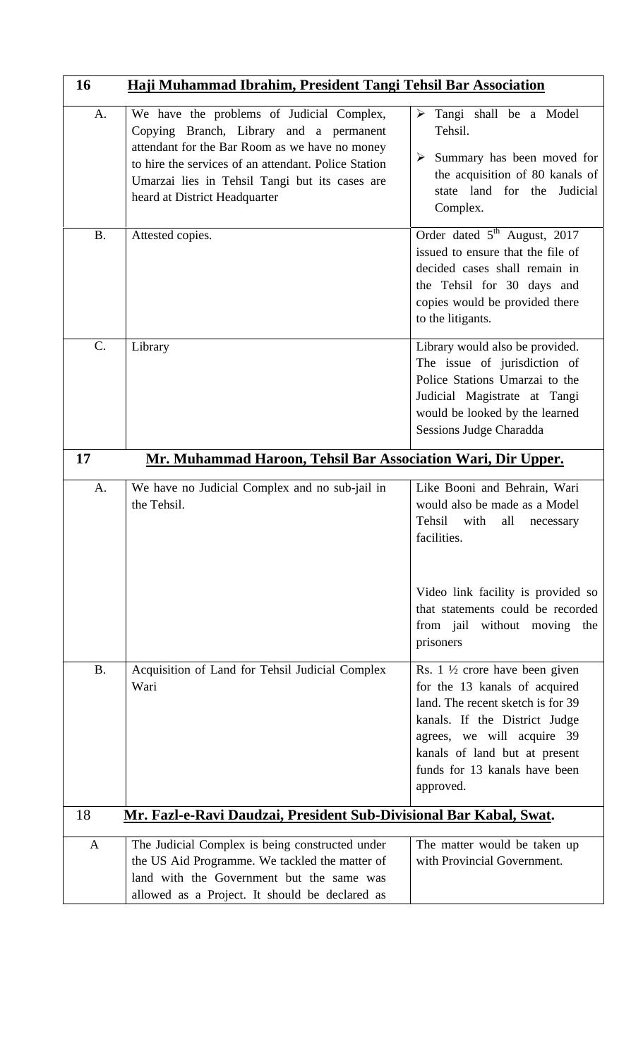| 16 | **Haji Muhammad Ibrahim, President Tangi Tehsil Bar Association** | |
|---|---|---|
| A. | We have the problems of Judicial Complex, Copying Branch, Library and a permanent attendant for the Bar Room as we have no money to hire the services of an attendant. Police Station Umarzai lies in Tehsil Tangi but its cases are heard at District Headquarter | ➢ Tangi shall be a Model Tehsil.<br>➢ Summary has been moved for the acquisition of 80 kanals of state land for the Judicial Complex. |
| B. | Attested copies. | Order dated 5th August, 2017 issued to ensure that the file of decided cases shall remain in the Tehsil for 30 days and copies would be provided there to the litigants. |
| C. | Library | Library would also be provided. The issue of jurisdiction of Police Stations Umarzai to the Judicial Magistrate at Tangi would be looked by the learned Sessions Judge Charadda |
| **17** | **Mr. Muhammad Haroon, Tehsil Bar Association Wari, Dir Upper.** | |
| A. | We have no Judicial Complex and no sub-jail in the Tehsil. | Like Booni and Behrain, Wari would also be made as a Model Tehsil with all necessary facilities.<br><br>Video link facility is provided so that statements could be recorded from jail without moving the prisoners |
| B. | Acquisition of Land for Tehsil Judicial Complex Wari | Rs. 1 ½ crore have been given for the 13 kanals of acquired land. The recent sketch is for 39 kanals. If the District Judge agrees, we will acquire 39 kanals of land but at present funds for 13 kanals have been approved. |
| 18 | **Mr. Fazl-e-Ravi Daudzai, President Sub-Divisional Bar Kabal, Swat.** | |
| A | The Judicial Complex is being constructed under the US Aid Programme. We tackled the matter of land with the Government but the same was allowed as a Project. It should be declared as | The matter would be taken up with Provincial Government. |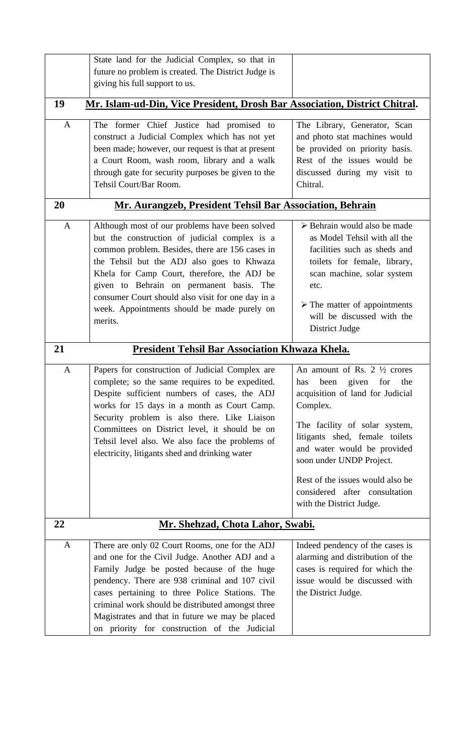| | | |
|---|---|---|
| | State land for the Judicial Complex, so that in future no problem is created. The District Judge is giving his full support to us. | |
| **19** | **Mr. Islam-ud-Din, Vice President, Drosh Bar Association, District Chitral.** | |
| A | The former Chief Justice had promised to construct a Judicial Complex which has not yet been made; however, our request is that at present a Court Room, wash room, library and a walk through gate for security purposes be given to the Tehsil Court/Bar Room. | The Library, Generator, Scan and photo stat machines would be provided on priority basis. Rest of the issues would be discussed during my visit to Chitral. |
| **20** | **Mr. Aurangzeb, President Tehsil Bar Association, Behrain** | |
| A | Although most of our problems have been solved but the construction of judicial complex is a common problem. Besides, there are 156 cases in the Tehsil but the ADJ also goes to Khwaza Khela for Camp Court, therefore, the ADJ be given to Behrain on permanent basis. The consumer Court should also visit for one day in a week. Appointments should be made purely on merits. | ➢ Behrain would also be made as Model Tehsil with all the facilities such as sheds and toilets for female, library, scan machine, solar system etc.<br><br>➢ The matter of appointments will be discussed with the District Judge |
| **21** | **President Tehsil Bar Association Khwaza Khela.** | |
| A | Papers for construction of Judicial Complex are complete; so the same requires to be expedited. Despite sufficient numbers of cases, the ADJ works for 15 days in a month as Court Camp. Security problem is also there. Like Liaison Committees on District level, it should be on Tehsil level also. We also face the problems of electricity, litigants shed and drinking water | An amount of Rs. 2 ½ crores has been given for the acquisition of land for Judicial Complex.<br><br>The facility of solar system, litigants shed, female toilets and water would be provided soon under UNDP Project.<br><br>Rest of the issues would also be considered after consultation with the District Judge. |
| **22** | **Mr. Shehzad, Chota Lahor, Swabi.** | |
| A | There are only 02 Court Rooms, one for the ADJ and one for the Civil Judge. Another ADJ and a Family Judge be posted because of the huge pendency. There are 938 criminal and 107 civil cases pertaining to three Police Stations. The criminal work should be distributed amongst three Magistrates and that in future we may be placed on priority for construction of the Judicial | Indeed pendency of the cases is alarming and distribution of the cases is required for which the issue would be discussed with the District Judge. |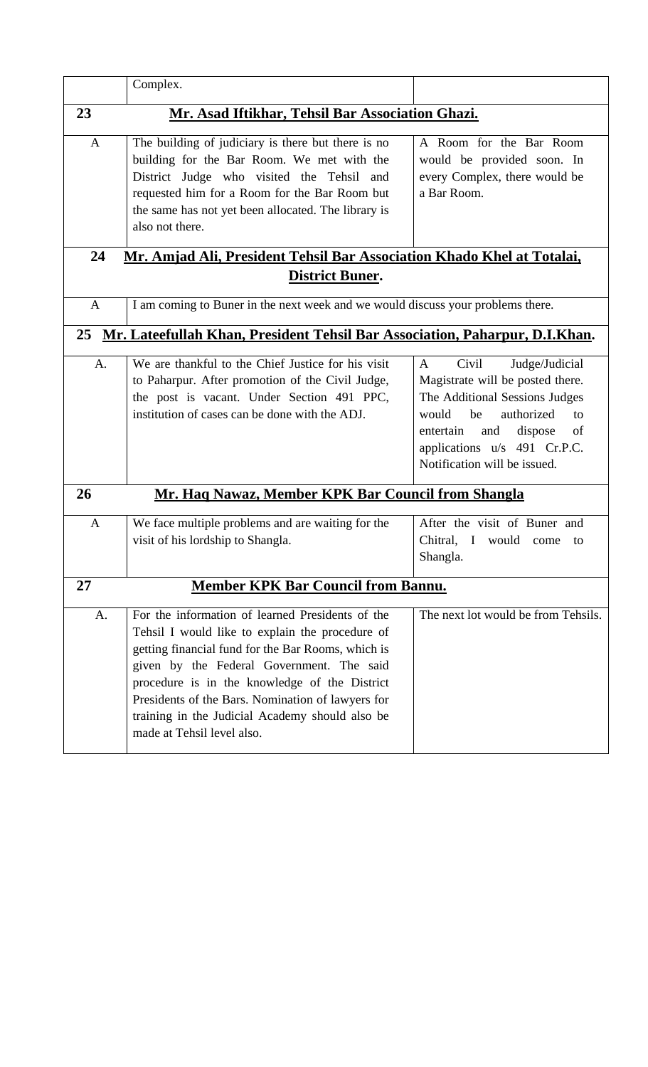| | | |
|---|---|---|
| | Complex. | |
| **23** | **Mr. Asad Iftikhar, Tehsil Bar Association Ghazi.** | |
| A | The building of judiciary is there but there is no building for the Bar Room. We met with the District Judge who visited the Tehsil and requested him for a Room for the Bar Room but the same has not yet been allocated. The library is also not there. | A Room for the Bar Room would be provided soon. In every Complex, there would be a Bar Room. |
| **24** | **Mr. Amjad Ali, President Tehsil Bar Association Khado Khel at Totalai, District Buner.** | |
| A | I am coming to Buner in the next week and we would discuss your problems there. | |
| **25** | **Mr. Lateefullah Khan, President Tehsil Bar Association, Paharpur, D.I.Khan.** | |
| A. | We are thankful to the Chief Justice for his visit to Paharpur. After promotion of the Civil Judge, the post is vacant. Under Section 491 PPC, institution of cases can be done with the ADJ. | A Civil Judge/Judicial Magistrate will be posted there. The Additional Sessions Judges would be authorized to entertain and dispose of applications u/s 491 Cr.P.C. Notification will be issued. |
| **26** | **Mr. Haq Nawaz, Member KPK Bar Council from Shangla** | |
| A | We face multiple problems and are waiting for the visit of his lordship to Shangla. | After the visit of Buner and Chitral, I would come to Shangla. |
| **27** | **Member KPK Bar Council from Bannu.** | |
| A. | For the information of learned Presidents of the Tehsil I would like to explain the procedure of getting financial fund for the Bar Rooms, which is given by the Federal Government. The said procedure is in the knowledge of the District Presidents of the Bars. Nomination of lawyers for training in the Judicial Academy should also be made at Tehsil level also. | The next lot would be from Tehsils. |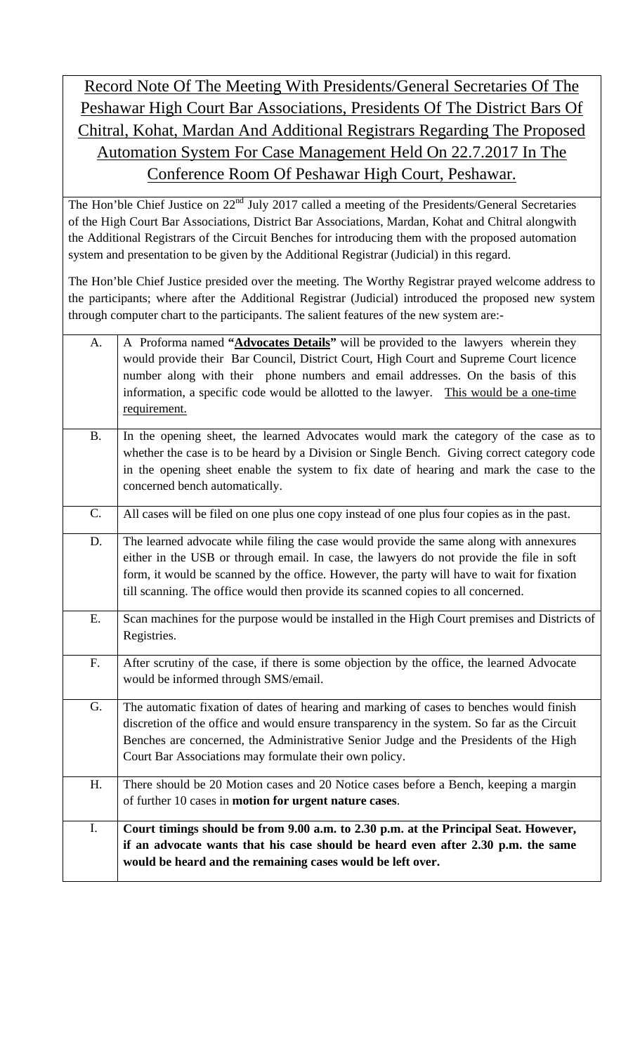# Record Note Of The Meeting With Presidents/General Secretaries Of The Peshawar High Court Bar Associations, Presidents Of The District Bars Of Chitral, Kohat, Mardan And Additional Registrars Regarding The Proposed Automation System For Case Management Held On 22.7.2017 In The Conference Room Of Peshawar High Court, Peshawar.

The Hon'ble Chief Justice on 22nd July 2017 called a meeting of the Presidents/General Secretaries of the High Court Bar Associations, District Bar Associations, Mardan, Kohat and Chitral alongwith the Additional Registrars of the Circuit Benches for introducing them with the proposed automation system and presentation to be given by the Additional Registrar (Judicial) in this regard.

The Hon'ble Chief Justice presided over the meeting. The Worthy Registrar prayed welcome address to the participants; where after the Additional Registrar (Judicial) introduced the proposed new system through computer chart to the participants. The salient features of the new system are:-

| | |
|---|---|
| A. | A Proforma named **"Advocates Details"** will be provided to the lawyers wherein they would provide their Bar Council, District Court, High Court and Supreme Court licence number along with their phone numbers and email addresses. On the basis of this information, a specific code would be allotted to the lawyer. This would be a one-time requirement. |
| B. | In the opening sheet, the learned Advocates would mark the category of the case as to whether the case is to be heard by a Division or Single Bench. Giving correct category code in the opening sheet enable the system to fix date of hearing and mark the case to the concerned bench automatically. |
| C. | All cases will be filed on one plus one copy instead of one plus four copies as in the past. |
| D. | The learned advocate while filing the case would provide the same along with annexures either in the USB or through email. In case, the lawyers do not provide the file in soft form, it would be scanned by the office. However, the party will have to wait for fixation till scanning. The office would then provide its scanned copies to all concerned. |
| E. | Scan machines for the purpose would be installed in the High Court premises and Districts of Registries. |
| F. | After scrutiny of the case, if there is some objection by the office, the learned Advocate would be informed through SMS/email. |
| G. | The automatic fixation of dates of hearing and marking of cases to benches would finish discretion of the office and would ensure transparency in the system. So far as the Circuit Benches are concerned, the Administrative Senior Judge and the Presidents of the High Court Bar Associations may formulate their own policy. |
| H. | There should be 20 Motion cases and 20 Notice cases before a Bench, keeping a margin of further 10 cases in **motion for urgent nature cases**. |
| I. | **Court timings should be from 9.00 a.m. to 2.30 p.m. at the Principal Seat. However, if an advocate wants that his case should be heard even after 2.30 p.m. the same would be heard and the remaining cases would be left over.** |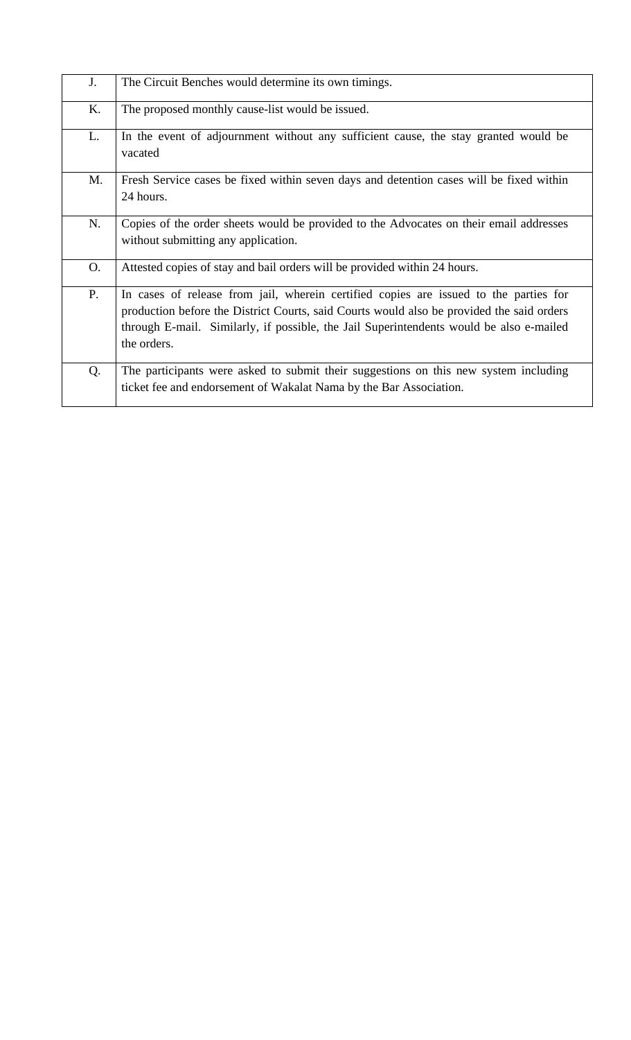| | |
|---|---|
| J. | The Circuit Benches would determine its own timings. |
| K. | The proposed monthly cause-list would be issued. |
| L. | In the event of adjournment without any sufficient cause, the stay granted would be vacated |
| M. | Fresh Service cases be fixed within seven days and detention cases will be fixed within 24 hours. |
| N. | Copies of the order sheets would be provided to the Advocates on their email addresses without submitting any application. |
| O. | Attested copies of stay and bail orders will be provided within 24 hours. |
| P. | In cases of release from jail, wherein certified copies are issued to the parties for production before the District Courts, said Courts would also be provided the said orders through E-mail. Similarly, if possible, the Jail Superintendents would be also e-mailed the orders. |
| Q. | The participants were asked to submit their suggestions on this new system including ticket fee and endorsement of Wakalat Nama by the Bar Association. |